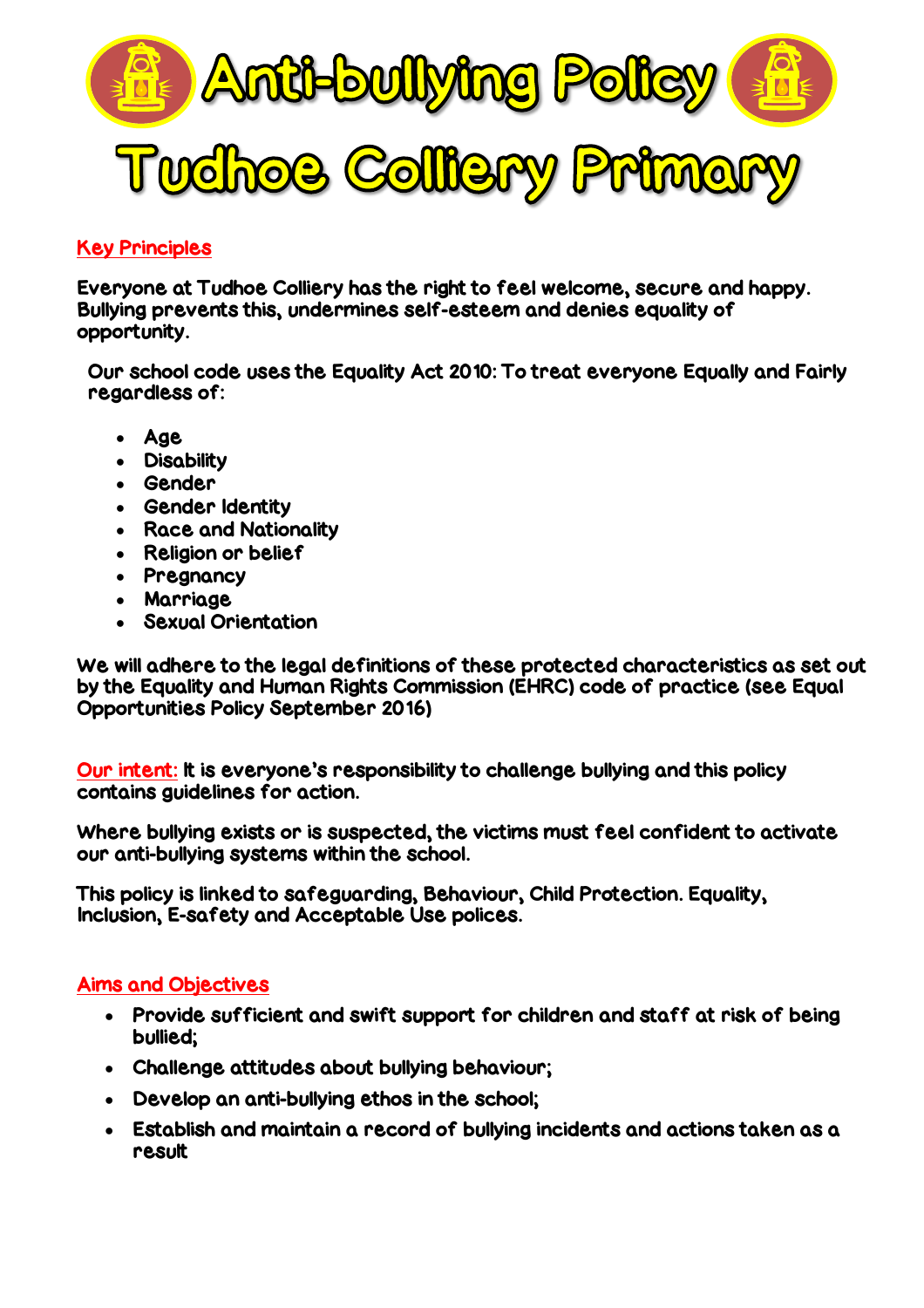# Anti-bullying Policy

# Tudhoe Colliery Primary

## Key Principles

Everyone at Tudhoe Colliery has the right to feel welcome, secure and happy. Bullying prevents this, undermines self-esteem and denies equality of opportunity.

Our school code uses the Equality Act 2010: To treat everyone Equally and Fairly regardless of:

- Age
- Disability
- Gender
- Gender Identity
- Race and Nationality
- Religion or belief
- Pregnancy
- Marriage
- Sexual Orientation

We will adhere to the legal definitions of these protected characteristics as set out by the Equality and Human Rights Commission (EHRC) code of practice (see Equal Opportunities Policy September 2016)

Our intent: It is everyone's responsibility to challenge bullying and this policy contains guidelines for action.

Where bullying exists or is suspected, the victims must feel confident to activate our anti-bullying systems within the school.

This policy is linked to safeguarding, Behaviour, Child Protection. Equality, Inclusion, E-safety and Acceptable Use polices.

## Aims and Objectives

- Provide sufficient and swift support for children and staff at risk of being bullied;
- Challenge attitudes about bullying behaviour;
- Develop an anti-bullying ethos in the school;
- Establish and maintain a record of bullying incidents and actions taken as a result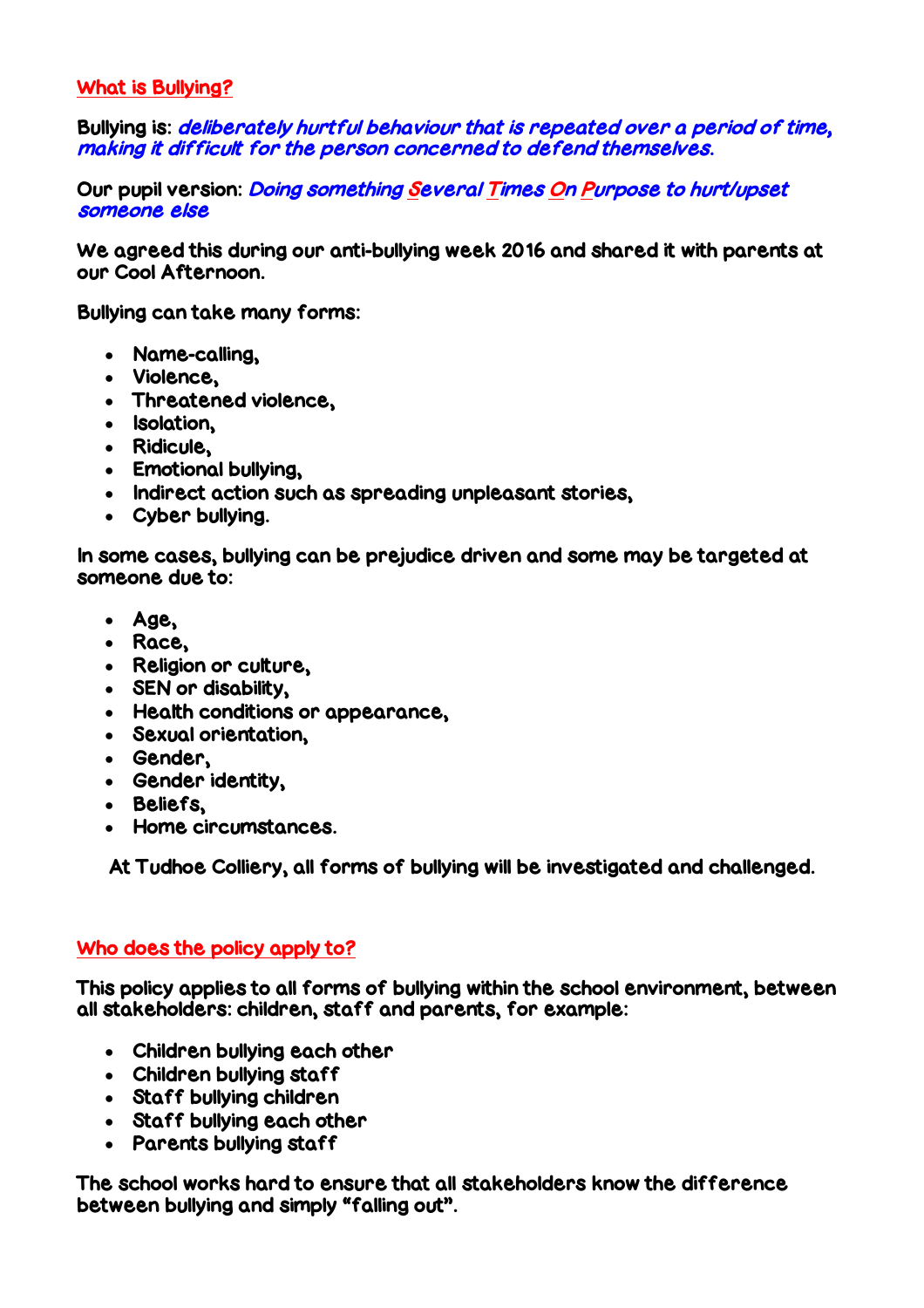## What is Bullying?

Bullying is: ***deliberately hurtful behaviour that is repeated over a period of time, making it difficult for the person concerned to defend themselves.***

Our pupil version: ***Doing something Several Times On Purpose to hurt/upset someone else***

We agreed this during our anti-bullying week 2016 and shared it with parents at our Cool Afternoon.

Bullying can take many forms:

- Name-calling,
- Violence,
- Threatened violence,
- Isolation,
- Ridicule,
- Emotional bullying,
- Indirect action such as spreading unpleasant stories,
- Cyber bullying.

In some cases, bullying can be prejudice driven and some may be targeted at someone due to:

- Age,
- Race,
- Religion or culture,
- SEN or disability,
- Health conditions or appearance,
- Sexual orientation,
- Gender,
- Gender identity,
- Beliefs,
- Home circumstances.

At Tudhoe Colliery, all forms of bullying will be investigated and challenged.

## Who does the policy apply to?

This policy applies to all forms of bullying within the school environment, between all stakeholders: children, staff and parents, for example:

- Children bullying each other
- Children bullying staff
- Staff bullying children
- Staff bullying each other
- Parents bullying staff

The school works hard to ensure that all stakeholders know the difference between bullying and simply "falling out".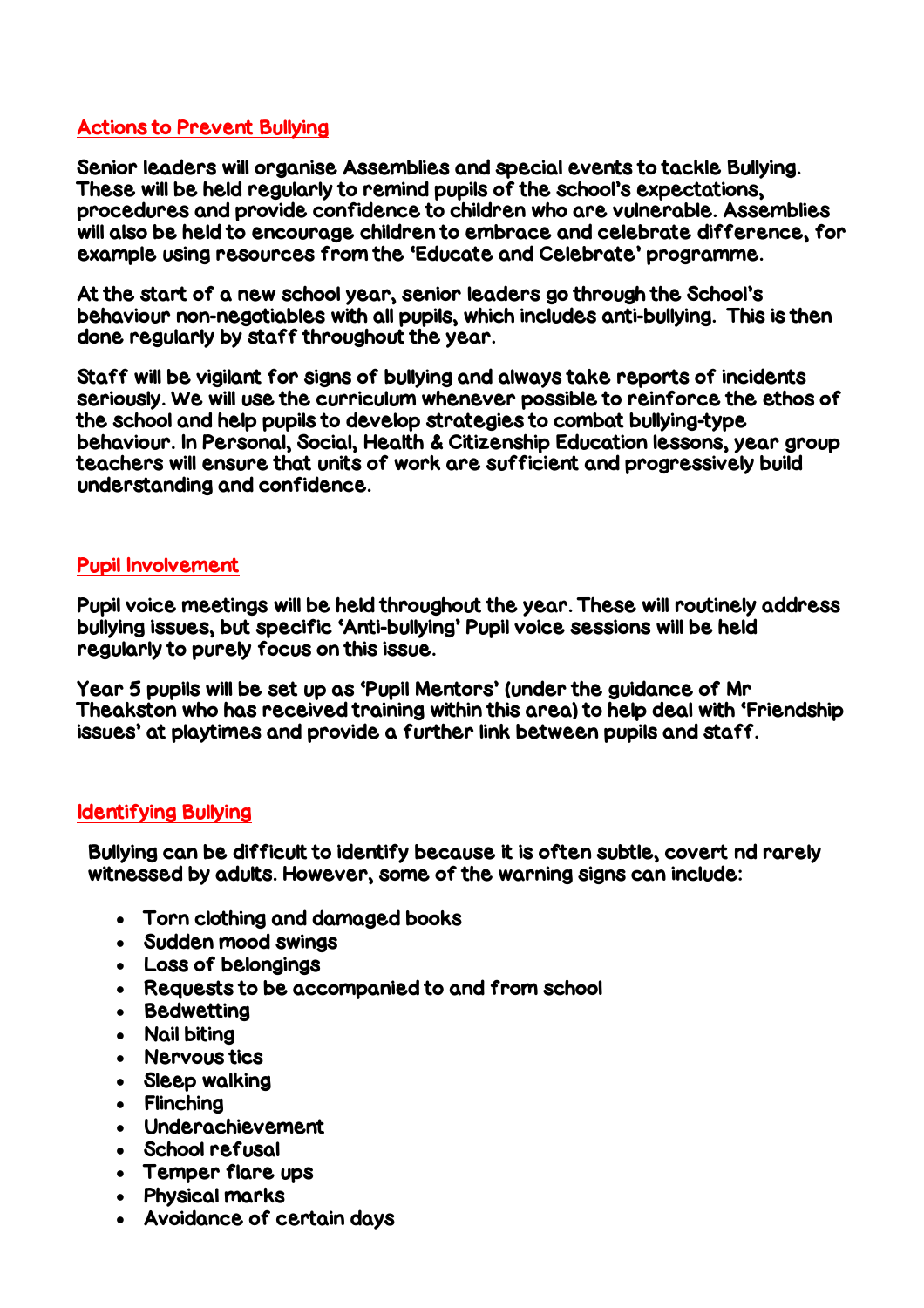## Actions to Prevent Bullying

Senior leaders will organise Assemblies and special events to tackle Bullying. These will be held regularly to remind pupils of the school's expectations, procedures and provide confidence to children who are vulnerable. Assemblies will also be held to encourage children to embrace and celebrate difference, for example using resources from the 'Educate and Celebrate' programme.

At the start of a new school year, senior leaders go through the School's behaviour non-negotiables with all pupils, which includes anti-bullying. This is then done regularly by staff throughout the year.

Staff will be vigilant for signs of bullying and always take reports of incidents seriously. We will use the curriculum whenever possible to reinforce the ethos of the school and help pupils to develop strategies to combat bullying-type behaviour. In Personal, Social, Health & Citizenship Education lessons, year group teachers will ensure that units of work are sufficient and progressively build understanding and confidence.

## Pupil Involvement

Pupil voice meetings will be held throughout the year. These will routinely address bullying issues, but specific 'Anti-bullying' Pupil voice sessions will be held regularly to purely focus on this issue.

Year 5 pupils will be set up as 'Pupil Mentors' (under the guidance of Mr Theakston who has received training within this area) to help deal with 'Friendship issues' at playtimes and provide a further link between pupils and staff.

## Identifying Bullying

Bullying can be difficult to identify because it is often subtle, covert nd rarely witnessed by adults. However, some of the warning signs can include:

- Torn clothing and damaged books
- Sudden mood swings
- Loss of belongings
- Requests to be accompanied to and from school
- Bedwetting
- Nail biting
- Nervous tics
- Sleep walking
- Flinching
- Underachievement
- School refusal
- Temper flare ups
- Physical marks
- Avoidance of certain days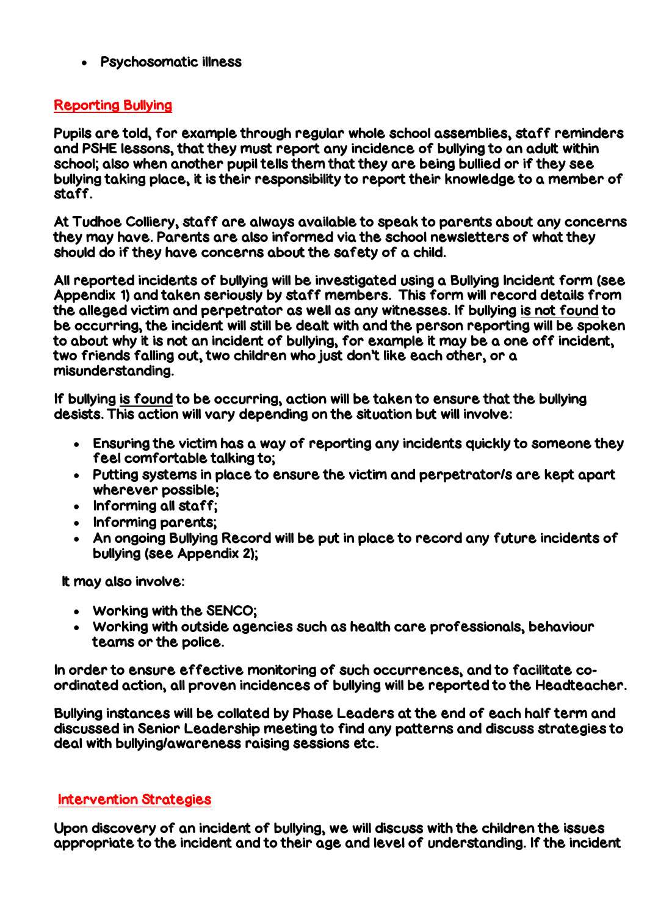- Psychosomatic illness

## Reporting Bullying

Pupils are told, for example through regular whole school assemblies, staff reminders and PSHE lessons, that they must report any incidence of bullying to an adult within school; also when another pupil tells them that they are being bullied or if they see bullying taking place, it is their responsibility to report their knowledge to a member of staff.

At Tudhoe Colliery, staff are always available to speak to parents about any concerns they may have. Parents are also informed via the school newsletters of what they should do if they have concerns about the safety of a child.

All reported incidents of bullying will be investigated using a Bullying Incident form (see Appendix 1) and taken seriously by staff members. This form will record details from the alleged victim and perpetrator as well as any witnesses. If bullying is not found to be occurring, the incident will still be dealt with and the person reporting will be spoken to about why it is not an incident of bullying, for example it may be a one off incident, two friends falling out, two children who just don't like each other, or a misunderstanding.

If bullying is found to be occurring, action will be taken to ensure that the bullying desists. This action will vary depending on the situation but will involve:

- Ensuring the victim has a way of reporting any incidents quickly to someone they feel comfortable talking to;
- Putting systems in place to ensure the victim and perpetrator/s are kept apart wherever possible;
- Informing all staff;
- Informing parents;
- An ongoing Bullying Record will be put in place to record any future incidents of bullying (see Appendix 2);

It may also involve:

- Working with the SENCO;
- Working with outside agencies such as health care professionals, behaviour teams or the police.

In order to ensure effective monitoring of such occurrences, and to facilitate co-ordinated action, all proven incidences of bullying will be reported to the Headteacher.

Bullying instances will be collated by Phase Leaders at the end of each half term and discussed in Senior Leadership meeting to find any patterns and discuss strategies to deal with bullying/awareness raising sessions etc.

## Intervention Strategies

Upon discovery of an incident of bullying, we will discuss with the children the issues appropriate to the incident and to their age and level of understanding. If the incident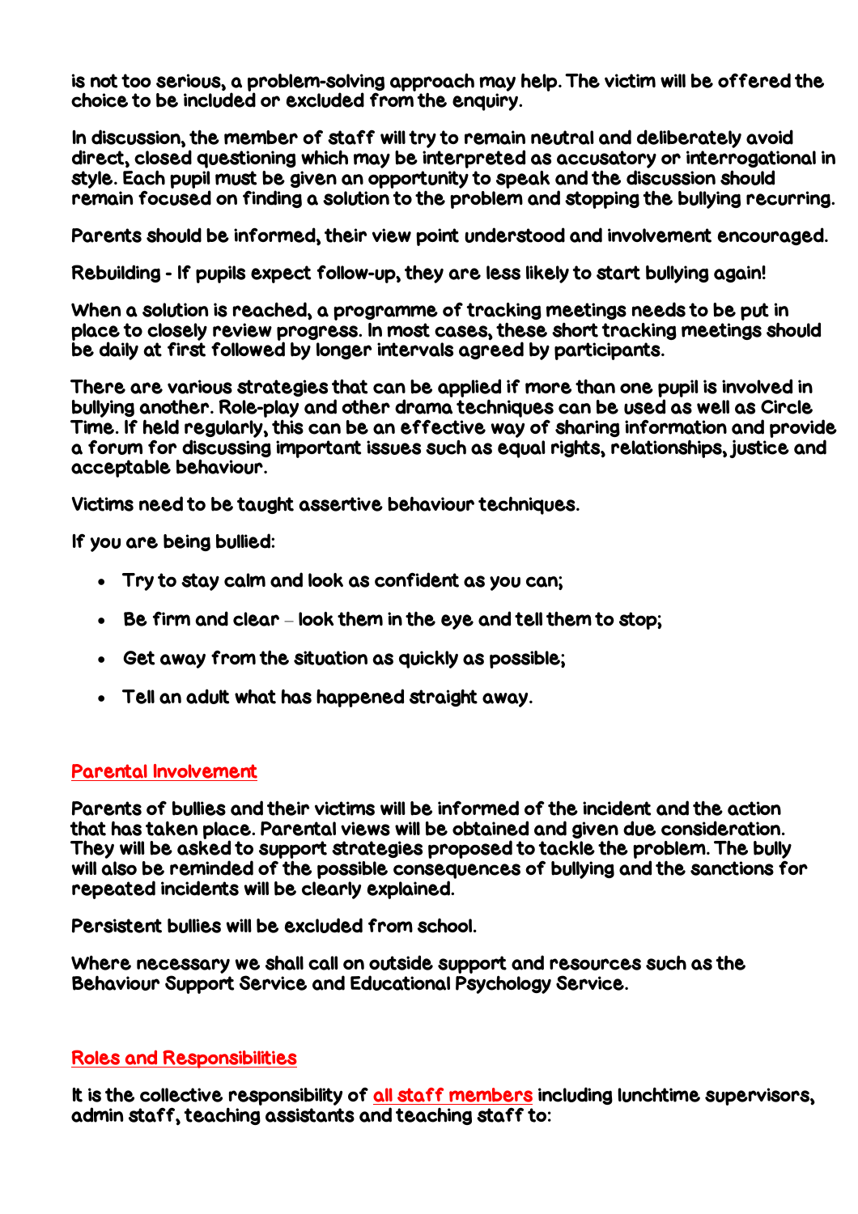is not too serious, a problem-solving approach may help. The victim will be offered the choice to be included or excluded from the enquiry.

In discussion, the member of staff will try to remain neutral and deliberately avoid direct, closed questioning which may be interpreted as accusatory or interrogational in style. Each pupil must be given an opportunity to speak and the discussion should remain focused on finding a solution to the problem and stopping the bullying recurring.

Parents should be informed, their view point understood and involvement encouraged.

Rebuilding - If pupils expect follow-up, they are less likely to start bullying again!

When a solution is reached, a programme of tracking meetings needs to be put in place to closely review progress. In most cases, these short tracking meetings should be daily at first followed by longer intervals agreed by participants.

There are various strategies that can be applied if more than one pupil is involved in bullying another. Role-play and other drama techniques can be used as well as Circle Time. If held regularly, this can be an effective way of sharing information and provide a forum for discussing important issues such as equal rights, relationships, justice and acceptable behaviour.

Victims need to be taught assertive behaviour techniques.

If you are being bullied:

- Try to stay calm and look as confident as you can;
- Be firm and clear – look them in the eye and tell them to stop;
- Get away from the situation as quickly as possible;
- Tell an adult what has happened straight away.

## Parental Involvement

Parents of bullies and their victims will be informed of the incident and the action that has taken place. Parental views will be obtained and given due consideration. They will be asked to support strategies proposed to tackle the problem. The bully will also be reminded of the possible consequences of bullying and the sanctions for repeated incidents will be clearly explained.

Persistent bullies will be excluded from school.

Where necessary we shall call on outside support and resources such as the Behaviour Support Service and Educational Psychology Service.

## Roles and Responsibilities

It is the collective responsibility of all staff members including lunchtime supervisors, admin staff, teaching assistants and teaching staff to: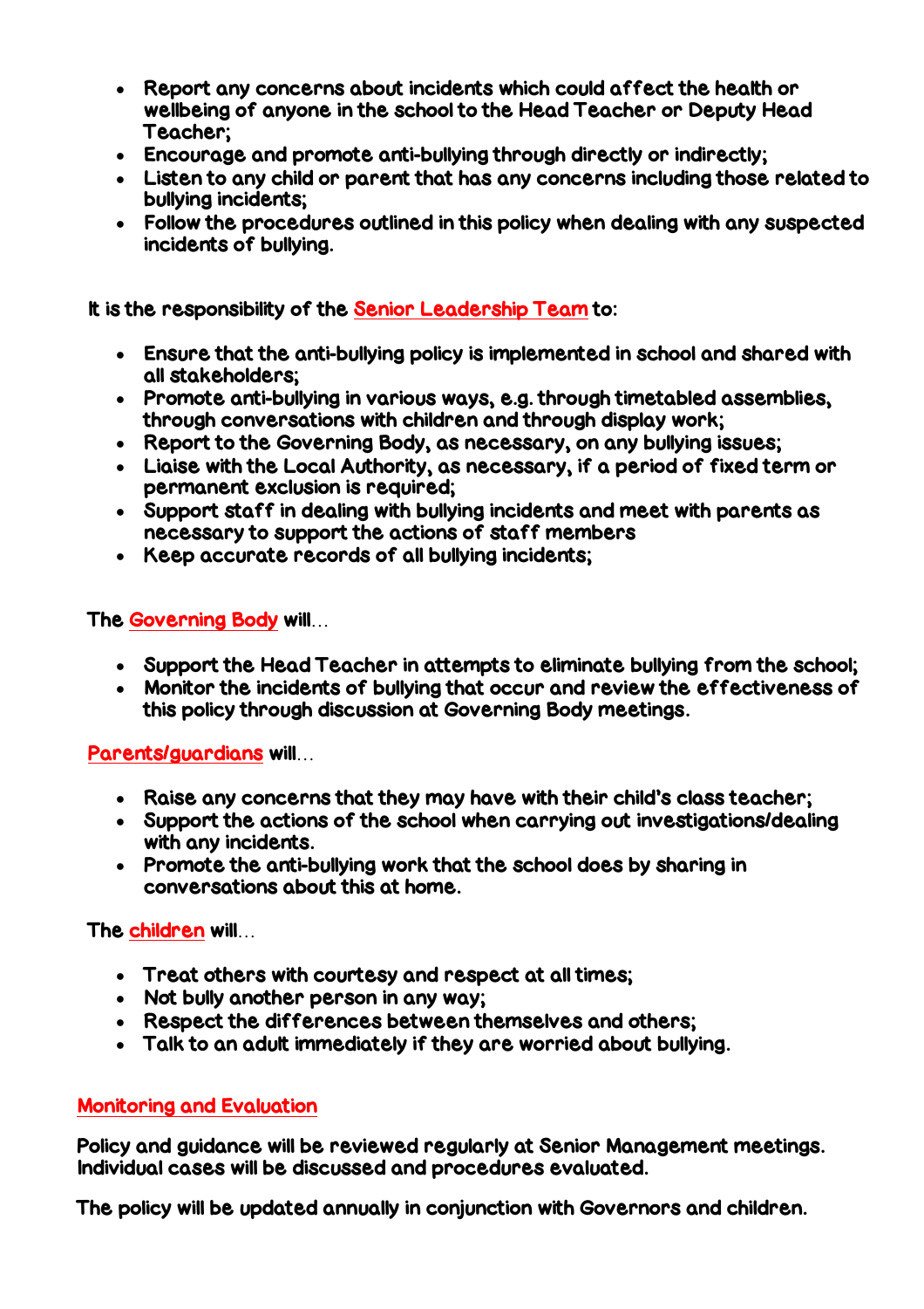- Report any concerns about incidents which could affect the health or wellbeing of anyone in the school to the Head Teacher or Deputy Head Teacher;
- Encourage and promote anti-bullying through directly or indirectly;
- Listen to any child or parent that has any concerns including those related to bullying incidents;
- Follow the procedures outlined in this policy when dealing with any suspected incidents of bullying.

It is the responsibility of the Senior Leadership Team to:

- Ensure that the anti-bullying policy is implemented in school and shared with all stakeholders;
- Promote anti-bullying in various ways, e.g. through timetabled assemblies, through conversations with children and through display work;
- Report to the Governing Body, as necessary, on any bullying issues;
- Liaise with the Local Authority, as necessary, if a period of fixed term or permanent exclusion is required;
- Support staff in dealing with bullying incidents and meet with parents as necessary to support the actions of staff members
- Keep accurate records of all bullying incidents;

The Governing Body will…

- Support the Head Teacher in attempts to eliminate bullying from the school;
- Monitor the incidents of bullying that occur and review the effectiveness of this policy through discussion at Governing Body meetings.

Parents/guardians will…

- Raise any concerns that they may have with their child's class teacher;
- Support the actions of the school when carrying out investigations/dealing with any incidents.
- Promote the anti-bullying work that the school does by sharing in conversations about this at home.

The children will…

- Treat others with courtesy and respect at all times;
- Not bully another person in any way;
- Respect the differences between themselves and others;
- Talk to an adult immediately if they are worried about bullying.

## Monitoring and Evaluation

Policy and guidance will be reviewed regularly at Senior Management meetings. Individual cases will be discussed and procedures evaluated.

The policy will be updated annually in conjunction with Governors and children.